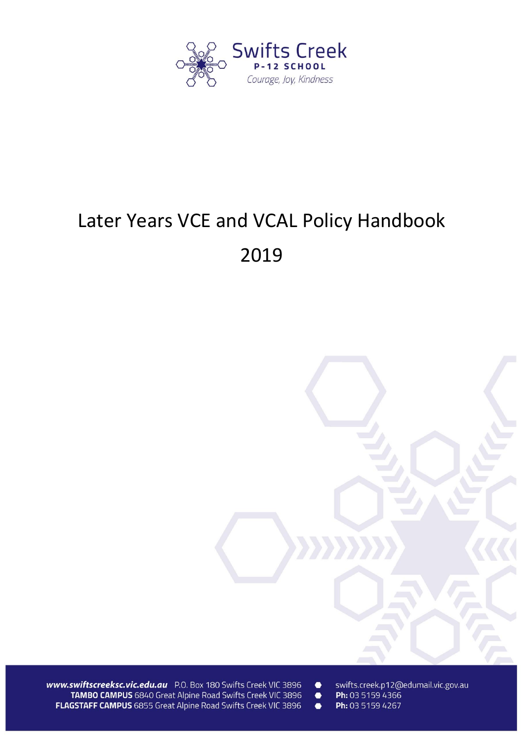Swifts Creek
P-12 SCHOOL
*Courage, Joy, Kindness*

# Later Years VCE and VCAL Policy Handbook

# 2019

***www.swiftscreeksc.vic.edu.au*** P.O. Box 180 Swifts Creek VIC 3896
**TAMBO CAMPUS** 6840 Great Alpine Road Swifts Creek VIC 3896
**FLAGSTAFF CAMPUS** 6855 Great Alpine Road Swifts Creek VIC 3896

swifts.creek.p12@edumail.vic.gov.au
**Ph:** 03 5159 4366
**Ph:** 03 5159 4267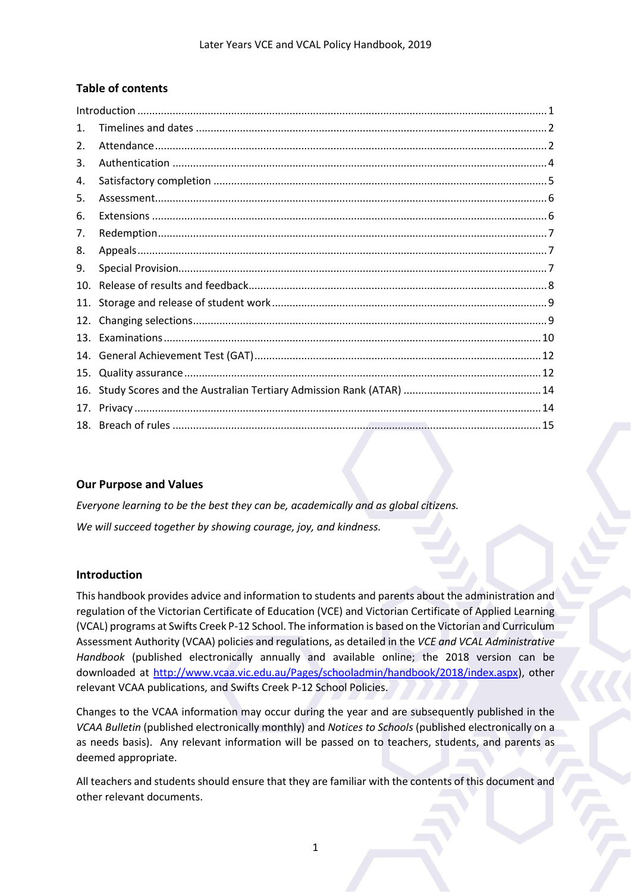## Table of contents

| | | |
|---|---|---|
| | Introduction | 1 |
| 1. | Timelines and dates | 2 |
| 2. | Attendance | 2 |
| 3. | Authentication | 4 |
| 4. | Satisfactory completion | 5 |
| 5. | Assessment | 6 |
| 6. | Extensions | 6 |
| 7. | Redemption | 7 |
| 8. | Appeals | 7 |
| 9. | Special Provision | 7 |
| 10. | Release of results and feedback | 8 |
| 11. | Storage and release of student work | 9 |
| 12. | Changing selections | 9 |
| 13. | Examinations | 10 |
| 14. | General Achievement Test (GAT) | 12 |
| 15. | Quality assurance | 12 |
| 16. | Study Scores and the Australian Tertiary Admission Rank (ATAR) | 14 |
| 17. | Privacy | 14 |
| 18. | Breach of rules | 15 |

## Our Purpose and Values

*Everyone learning to be the best they can be, academically and as global citizens.*

*We will succeed together by showing courage, joy, and kindness.*

## Introduction

This handbook provides advice and information to students and parents about the administration and regulation of the Victorian Certificate of Education (VCE) and Victorian Certificate of Applied Learning (VCAL) programs at Swifts Creek P-12 School. The information is based on the Victorian and Curriculum Assessment Authority (VCAA) policies and regulations, as detailed in the *VCE and VCAL Administrative Handbook* (published electronically annually and available online; the 2018 version can be downloaded at http://www.vcaa.vic.edu.au/Pages/schooladmin/handbook/2018/index.aspx), other relevant VCAA publications, and Swifts Creek P-12 School Policies.

Changes to the VCAA information may occur during the year and are subsequently published in the *VCAA Bulletin* (published electronically monthly) and *Notices to Schools* (published electronically on a as needs basis). Any relevant information will be passed on to teachers, students, and parents as deemed appropriate.

All teachers and students should ensure that they are familiar with the contents of this document and other relevant documents.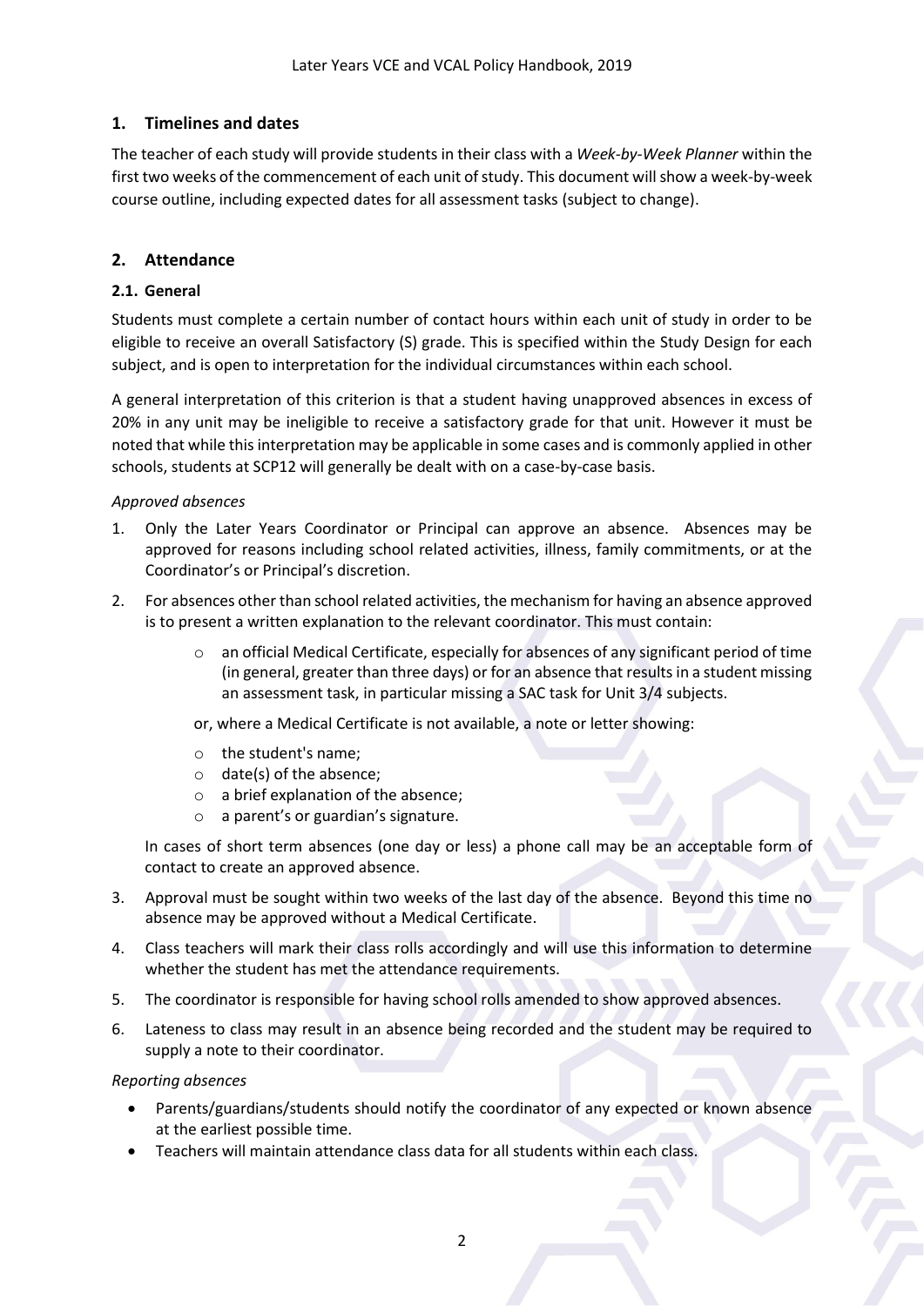## 1. Timelines and dates

The teacher of each study will provide students in their class with a *Week-by-Week Planner* within the first two weeks of the commencement of each unit of study. This document will show a week-by-week course outline, including expected dates for all assessment tasks (subject to change).

## 2. Attendance

### 2.1. General

Students must complete a certain number of contact hours within each unit of study in order to be eligible to receive an overall Satisfactory (S) grade. This is specified within the Study Design for each subject, and is open to interpretation for the individual circumstances within each school.

A general interpretation of this criterion is that a student having unapproved absences in excess of 20% in any unit may be ineligible to receive a satisfactory grade for that unit. However it must be noted that while this interpretation may be applicable in some cases and is commonly applied in other schools, students at SCP12 will generally be dealt with on a case-by-case basis.

*Approved absences*

1. Only the Later Years Coordinator or Principal can approve an absence. Absences may be approved for reasons including school related activities, illness, family commitments, or at the Coordinator's or Principal's discretion.
2. For absences other than school related activities, the mechanism for having an absence approved is to present a written explanation to the relevant coordinator. This must contain:
   - an official Medical Certificate, especially for absences of any significant period of time (in general, greater than three days) or for an absence that results in a student missing an assessment task, in particular missing a SAC task for Unit 3/4 subjects.

   or, where a Medical Certificate is not available, a note or letter showing:

   - the student's name;
   - date(s) of the absence;
   - a brief explanation of the absence;
   - a parent's or guardian's signature.

   In cases of short term absences (one day or less) a phone call may be an acceptable form of contact to create an approved absence.
3. Approval must be sought within two weeks of the last day of the absence. Beyond this time no absence may be approved without a Medical Certificate.
4. Class teachers will mark their class rolls accordingly and will use this information to determine whether the student has met the attendance requirements.
5. The coordinator is responsible for having school rolls amended to show approved absences.
6. Lateness to class may result in an absence being recorded and the student may be required to supply a note to their coordinator.

*Reporting absences*

- Parents/guardians/students should notify the coordinator of any expected or known absence at the earliest possible time.
- Teachers will maintain attendance class data for all students within each class.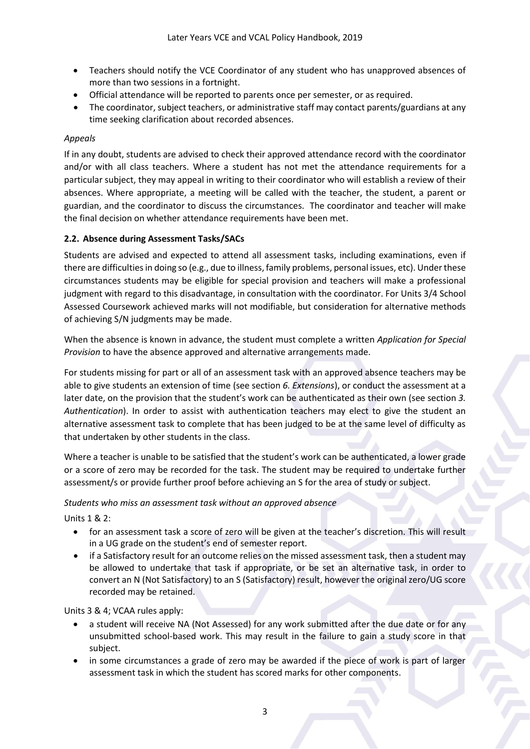- Teachers should notify the VCE Coordinator of any student who has unapproved absences of more than two sessions in a fortnight.
- Official attendance will be reported to parents once per semester, or as required.
- The coordinator, subject teachers, or administrative staff may contact parents/guardians at any time seeking clarification about recorded absences.

*Appeals*

If in any doubt, students are advised to check their approved attendance record with the coordinator and/or with all class teachers. Where a student has not met the attendance requirements for a particular subject, they may appeal in writing to their coordinator who will establish a review of their absences. Where appropriate, a meeting will be called with the teacher, the student, a parent or guardian, and the coordinator to discuss the circumstances. The coordinator and teacher will make the final decision on whether attendance requirements have been met.

### 2.2. Absence during Assessment Tasks/SACs

Students are advised and expected to attend all assessment tasks, including examinations, even if there are difficulties in doing so (e.g., due to illness, family problems, personal issues, etc). Under these circumstances students may be eligible for special provision and teachers will make a professional judgment with regard to this disadvantage, in consultation with the coordinator. For Units 3/4 School Assessed Coursework achieved marks will not modifiable, but consideration for alternative methods of achieving S/N judgments may be made.

When the absence is known in advance, the student must complete a written *Application for Special Provision* to have the absence approved and alternative arrangements made.

For students missing for part or all of an assessment task with an approved absence teachers may be able to give students an extension of time (see section *6. Extensions*), or conduct the assessment at a later date, on the provision that the student's work can be authenticated as their own (see section *3. Authentication*). In order to assist with authentication teachers may elect to give the student an alternative assessment task to complete that has been judged to be at the same level of difficulty as that undertaken by other students in the class.

Where a teacher is unable to be satisfied that the student's work can be authenticated, a lower grade or a score of zero may be recorded for the task. The student may be required to undertake further assessment/s or provide further proof before achieving an S for the area of study or subject.

*Students who miss an assessment task without an approved absence*

Units 1 & 2:

- for an assessment task a score of zero will be given at the teacher's discretion. This will result in a UG grade on the student's end of semester report.
- if a Satisfactory result for an outcome relies on the missed assessment task, then a student may be allowed to undertake that task if appropriate, or be set an alternative task, in order to convert an N (Not Satisfactory) to an S (Satisfactory) result, however the original zero/UG score recorded may be retained.

Units 3 & 4; VCAA rules apply:

- a student will receive NA (Not Assessed) for any work submitted after the due date or for any unsubmitted school-based work. This may result in the failure to gain a study score in that subject.
- in some circumstances a grade of zero may be awarded if the piece of work is part of larger assessment task in which the student has scored marks for other components.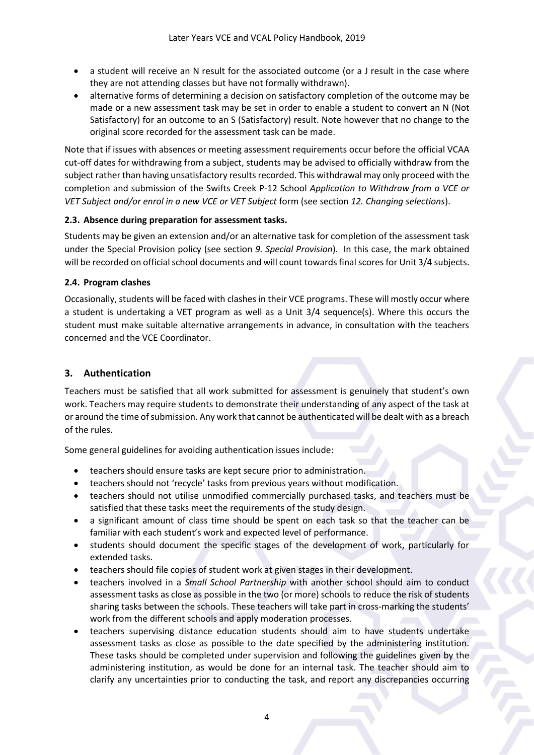- a student will receive an N result for the associated outcome (or a J result in the case where they are not attending classes but have not formally withdrawn).
- alternative forms of determining a decision on satisfactory completion of the outcome may be made or a new assessment task may be set in order to enable a student to convert an N (Not Satisfactory) for an outcome to an S (Satisfactory) result. Note however that no change to the original score recorded for the assessment task can be made.

Note that if issues with absences or meeting assessment requirements occur before the official VCAA cut-off dates for withdrawing from a subject, students may be advised to officially withdraw from the subject rather than having unsatisfactory results recorded. This withdrawal may only proceed with the completion and submission of the Swifts Creek P-12 School *Application to Withdraw from a VCE or VET Subject and/or enrol in a new VCE or VET Subject* form (see section *12. Changing selections*).

### 2.3. Absence during preparation for assessment tasks.

Students may be given an extension and/or an alternative task for completion of the assessment task under the Special Provision policy (see section *9. Special Provision*). In this case, the mark obtained will be recorded on official school documents and will count towards final scores for Unit 3/4 subjects.

### 2.4. Program clashes

Occasionally, students will be faced with clashes in their VCE programs. These will mostly occur where a student is undertaking a VET program as well as a Unit 3/4 sequence(s). Where this occurs the student must make suitable alternative arrangements in advance, in consultation with the teachers concerned and the VCE Coordinator.

## 3. Authentication

Teachers must be satisfied that all work submitted for assessment is genuinely that student's own work. Teachers may require students to demonstrate their understanding of any aspect of the task at or around the time of submission. Any work that cannot be authenticated will be dealt with as a breach of the rules.

Some general guidelines for avoiding authentication issues include:

- teachers should ensure tasks are kept secure prior to administration.
- teachers should not 'recycle' tasks from previous years without modification.
- teachers should not utilise unmodified commercially purchased tasks, and teachers must be satisfied that these tasks meet the requirements of the study design.
- a significant amount of class time should be spent on each task so that the teacher can be familiar with each student's work and expected level of performance.
- students should document the specific stages of the development of work, particularly for extended tasks.
- teachers should file copies of student work at given stages in their development.
- teachers involved in a *Small School Partnership* with another school should aim to conduct assessment tasks as close as possible in the two (or more) schools to reduce the risk of students sharing tasks between the schools. These teachers will take part in cross-marking the students' work from the different schools and apply moderation processes.
- teachers supervising distance education students should aim to have students undertake assessment tasks as close as possible to the date specified by the administering institution. These tasks should be completed under supervision and following the guidelines given by the administering institution, as would be done for an internal task. The teacher should aim to clarify any uncertainties prior to conducting the task, and report any discrepancies occurring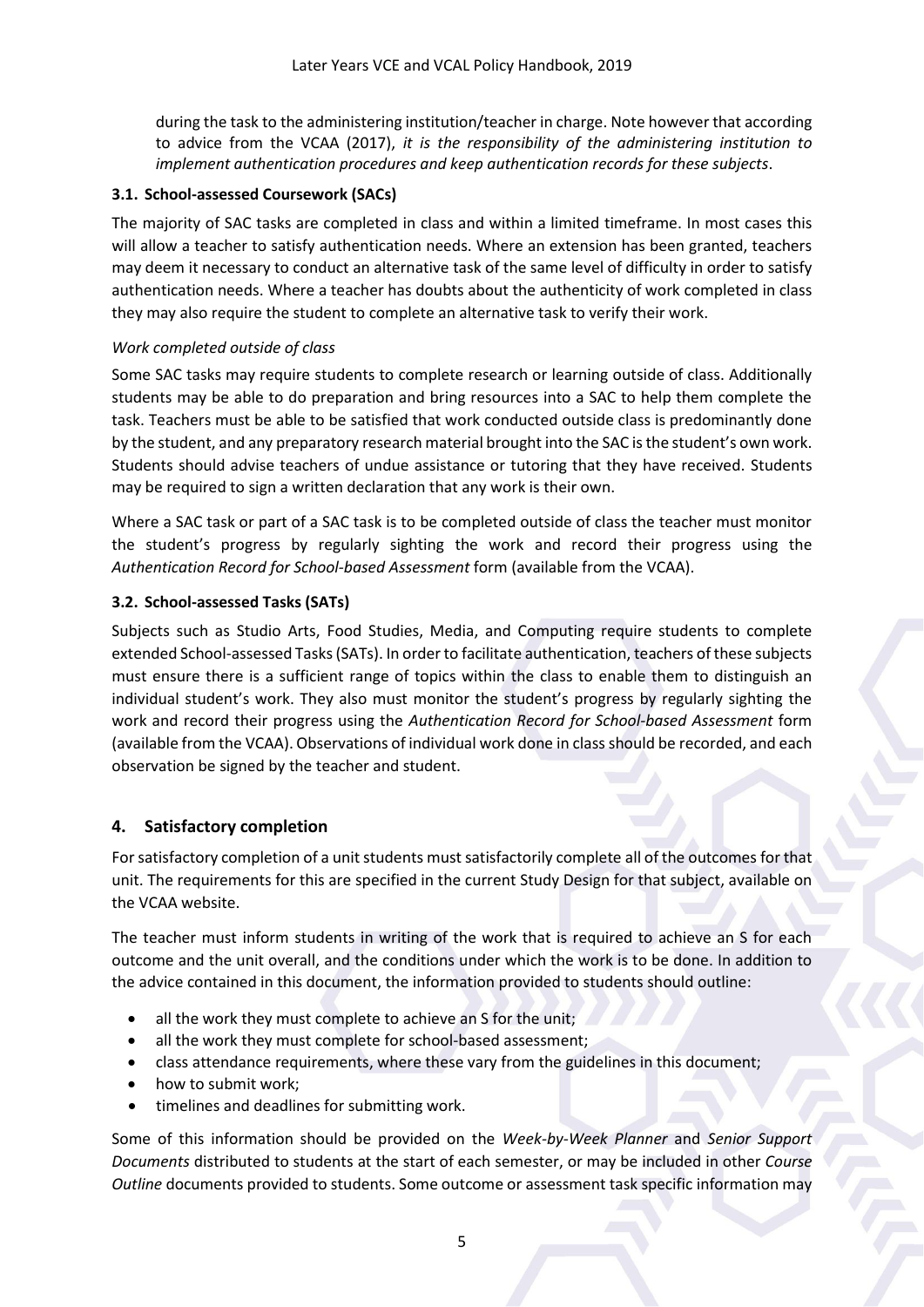during the task to the administering institution/teacher in charge. Note however that according to advice from the VCAA (2017), *it is the responsibility of the administering institution to implement authentication procedures and keep authentication records for these subjects*.

### 3.1. School-assessed Coursework (SACs)

The majority of SAC tasks are completed in class and within a limited timeframe. In most cases this will allow a teacher to satisfy authentication needs. Where an extension has been granted, teachers may deem it necessary to conduct an alternative task of the same level of difficulty in order to satisfy authentication needs. Where a teacher has doubts about the authenticity of work completed in class they may also require the student to complete an alternative task to verify their work.

*Work completed outside of class*

Some SAC tasks may require students to complete research or learning outside of class. Additionally students may be able to do preparation and bring resources into a SAC to help them complete the task. Teachers must be able to be satisfied that work conducted outside class is predominantly done by the student, and any preparatory research material brought into the SAC is the student's own work. Students should advise teachers of undue assistance or tutoring that they have received. Students may be required to sign a written declaration that any work is their own.

Where a SAC task or part of a SAC task is to be completed outside of class the teacher must monitor the student's progress by regularly sighting the work and record their progress using the *Authentication Record for School-based Assessment* form (available from the VCAA).

### 3.2. School-assessed Tasks (SATs)

Subjects such as Studio Arts, Food Studies, Media, and Computing require students to complete extended School-assessed Tasks (SATs). In order to facilitate authentication, teachers of these subjects must ensure there is a sufficient range of topics within the class to enable them to distinguish an individual student's work. They also must monitor the student's progress by regularly sighting the work and record their progress using the *Authentication Record for School-based Assessment* form (available from the VCAA). Observations of individual work done in class should be recorded, and each observation be signed by the teacher and student.

## 4. Satisfactory completion

For satisfactory completion of a unit students must satisfactorily complete all of the outcomes for that unit. The requirements for this are specified in the current Study Design for that subject, available on the VCAA website.

The teacher must inform students in writing of the work that is required to achieve an S for each outcome and the unit overall, and the conditions under which the work is to be done. In addition to the advice contained in this document, the information provided to students should outline:

- all the work they must complete to achieve an S for the unit;
- all the work they must complete for school-based assessment;
- class attendance requirements, where these vary from the guidelines in this document;
- how to submit work;
- timelines and deadlines for submitting work.

Some of this information should be provided on the *Week-by-Week Planner* and *Senior Support Documents* distributed to students at the start of each semester, or may be included in other *Course Outline* documents provided to students. Some outcome or assessment task specific information may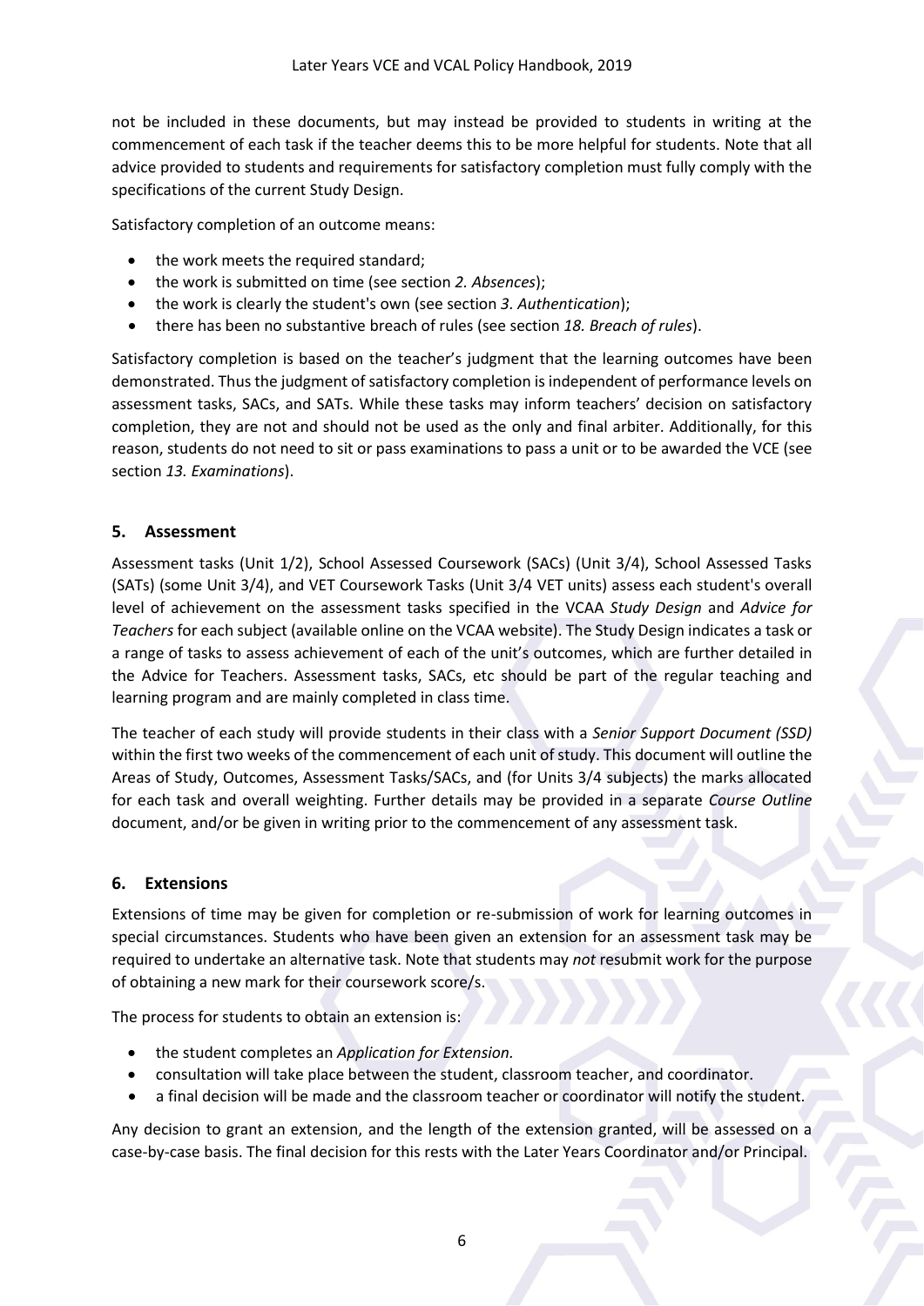not be included in these documents, but may instead be provided to students in writing at the commencement of each task if the teacher deems this to be more helpful for students. Note that all advice provided to students and requirements for satisfactory completion must fully comply with the specifications of the current Study Design.

Satisfactory completion of an outcome means:

- the work meets the required standard;
- the work is submitted on time (see section *2. Absences*);
- the work is clearly the student's own (see section *3. Authentication*);
- there has been no substantive breach of rules (see section *18. Breach of rules*).

Satisfactory completion is based on the teacher's judgment that the learning outcomes have been demonstrated. Thus the judgment of satisfactory completion is independent of performance levels on assessment tasks, SACs, and SATs. While these tasks may inform teachers' decision on satisfactory completion, they are not and should not be used as the only and final arbiter. Additionally, for this reason, students do not need to sit or pass examinations to pass a unit or to be awarded the VCE (see section *13. Examinations*).

## 5. Assessment

Assessment tasks (Unit 1/2), School Assessed Coursework (SACs) (Unit 3/4), School Assessed Tasks (SATs) (some Unit 3/4), and VET Coursework Tasks (Unit 3/4 VET units) assess each student's overall level of achievement on the assessment tasks specified in the VCAA *Study Design* and *Advice for Teachers* for each subject (available online on the VCAA website). The Study Design indicates a task or a range of tasks to assess achievement of each of the unit's outcomes, which are further detailed in the Advice for Teachers. Assessment tasks, SACs, etc should be part of the regular teaching and learning program and are mainly completed in class time.

The teacher of each study will provide students in their class with a *Senior Support Document (SSD)* within the first two weeks of the commencement of each unit of study. This document will outline the Areas of Study, Outcomes, Assessment Tasks/SACs, and (for Units 3/4 subjects) the marks allocated for each task and overall weighting. Further details may be provided in a separate *Course Outline* document, and/or be given in writing prior to the commencement of any assessment task.

## 6. Extensions

Extensions of time may be given for completion or re-submission of work for learning outcomes in special circumstances. Students who have been given an extension for an assessment task may be required to undertake an alternative task. Note that students may *not* resubmit work for the purpose of obtaining a new mark for their coursework score/s.

The process for students to obtain an extension is:

- the student completes an *Application for Extension.*
- consultation will take place between the student, classroom teacher, and coordinator.
- a final decision will be made and the classroom teacher or coordinator will notify the student.

Any decision to grant an extension, and the length of the extension granted, will be assessed on a case-by-case basis. The final decision for this rests with the Later Years Coordinator and/or Principal.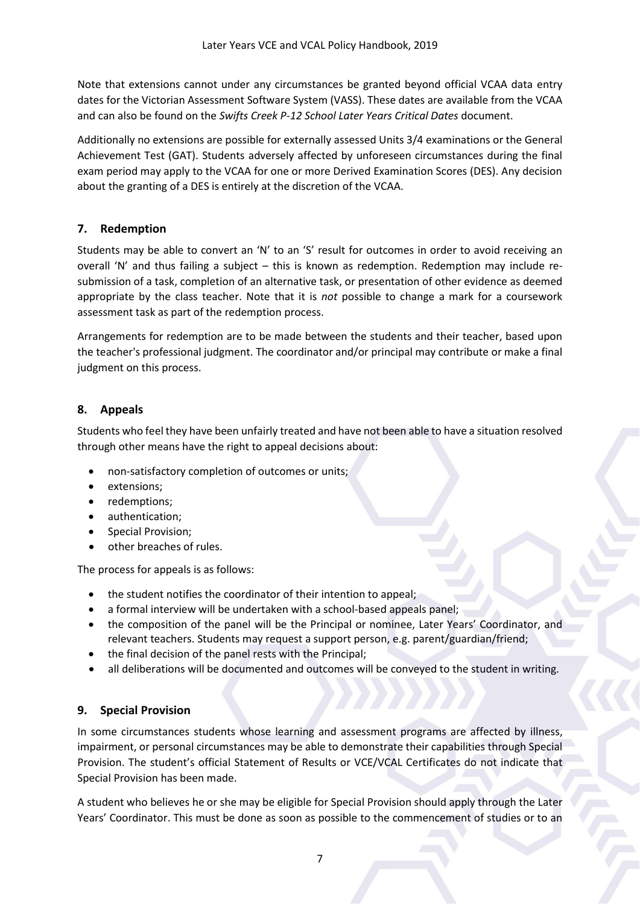Note that extensions cannot under any circumstances be granted beyond official VCAA data entry dates for the Victorian Assessment Software System (VASS). These dates are available from the VCAA and can also be found on the *Swifts Creek P-12 School Later Years Critical Dates* document.

Additionally no extensions are possible for externally assessed Units 3/4 examinations or the General Achievement Test (GAT). Students adversely affected by unforeseen circumstances during the final exam period may apply to the VCAA for one or more Derived Examination Scores (DES). Any decision about the granting of a DES is entirely at the discretion of the VCAA.

## 7. Redemption

Students may be able to convert an 'N' to an 'S' result for outcomes in order to avoid receiving an overall 'N' and thus failing a subject – this is known as redemption. Redemption may include re-submission of a task, completion of an alternative task, or presentation of other evidence as deemed appropriate by the class teacher. Note that it is *not* possible to change a mark for a coursework assessment task as part of the redemption process.

Arrangements for redemption are to be made between the students and their teacher, based upon the teacher's professional judgment. The coordinator and/or principal may contribute or make a final judgment on this process.

## 8. Appeals

Students who feel they have been unfairly treated and have not been able to have a situation resolved through other means have the right to appeal decisions about:

- non-satisfactory completion of outcomes or units;
- extensions;
- redemptions;
- authentication;
- Special Provision;
- other breaches of rules.

The process for appeals is as follows:

- the student notifies the coordinator of their intention to appeal;
- a formal interview will be undertaken with a school-based appeals panel;
- the composition of the panel will be the Principal or nominee, Later Years' Coordinator, and relevant teachers. Students may request a support person, e.g. parent/guardian/friend;
- the final decision of the panel rests with the Principal;
- all deliberations will be documented and outcomes will be conveyed to the student in writing.

## 9. Special Provision

In some circumstances students whose learning and assessment programs are affected by illness, impairment, or personal circumstances may be able to demonstrate their capabilities through Special Provision. The student's official Statement of Results or VCE/VCAL Certificates do not indicate that Special Provision has been made.

A student who believes he or she may be eligible for Special Provision should apply through the Later Years' Coordinator. This must be done as soon as possible to the commencement of studies or to an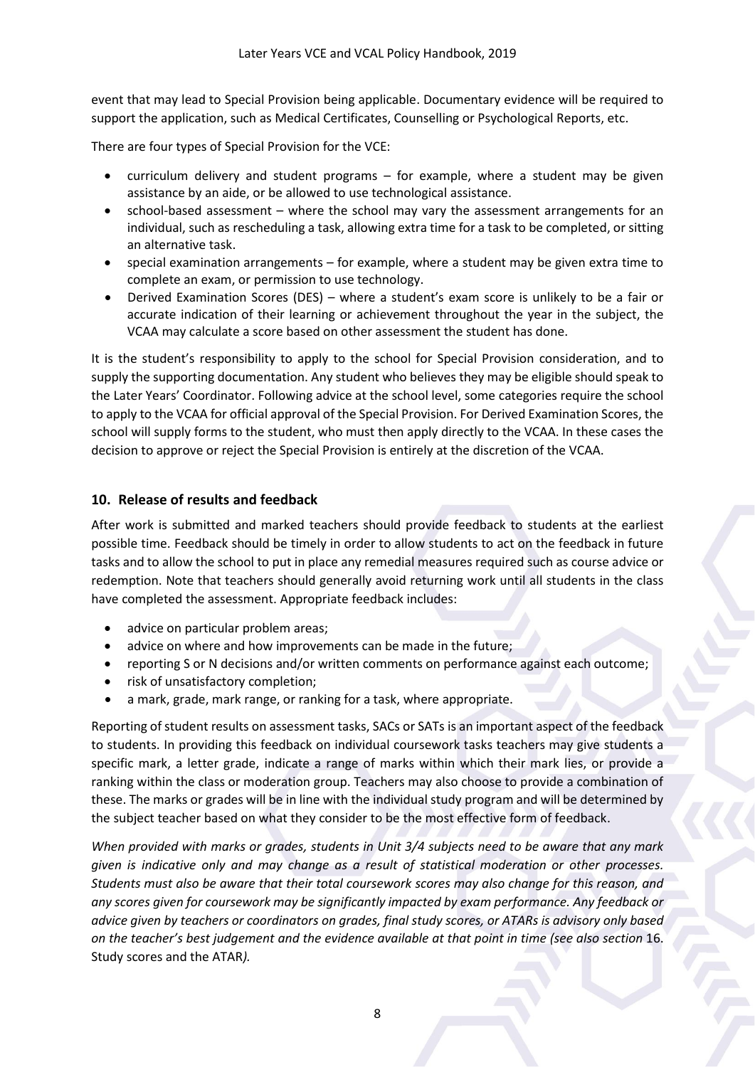event that may lead to Special Provision being applicable. Documentary evidence will be required to support the application, such as Medical Certificates, Counselling or Psychological Reports, etc.

There are four types of Special Provision for the VCE:

- curriculum delivery and student programs – for example, where a student may be given assistance by an aide, or be allowed to use technological assistance.
- school-based assessment – where the school may vary the assessment arrangements for an individual, such as rescheduling a task, allowing extra time for a task to be completed, or sitting an alternative task.
- special examination arrangements – for example, where a student may be given extra time to complete an exam, or permission to use technology.
- Derived Examination Scores (DES) – where a student's exam score is unlikely to be a fair or accurate indication of their learning or achievement throughout the year in the subject, the VCAA may calculate a score based on other assessment the student has done.

It is the student's responsibility to apply to the school for Special Provision consideration, and to supply the supporting documentation. Any student who believes they may be eligible should speak to the Later Years' Coordinator. Following advice at the school level, some categories require the school to apply to the VCAA for official approval of the Special Provision. For Derived Examination Scores, the school will supply forms to the student, who must then apply directly to the VCAA. In these cases the decision to approve or reject the Special Provision is entirely at the discretion of the VCAA.

## 10. Release of results and feedback

After work is submitted and marked teachers should provide feedback to students at the earliest possible time. Feedback should be timely in order to allow students to act on the feedback in future tasks and to allow the school to put in place any remedial measures required such as course advice or redemption. Note that teachers should generally avoid returning work until all students in the class have completed the assessment. Appropriate feedback includes:

- advice on particular problem areas;
- advice on where and how improvements can be made in the future;
- reporting S or N decisions and/or written comments on performance against each outcome;
- risk of unsatisfactory completion;
- a mark, grade, mark range, or ranking for a task, where appropriate.

Reporting of student results on assessment tasks, SACs or SATs is an important aspect of the feedback to students. In providing this feedback on individual coursework tasks teachers may give students a specific mark, a letter grade, indicate a range of marks within which their mark lies, or provide a ranking within the class or moderation group. Teachers may also choose to provide a combination of these. The marks or grades will be in line with the individual study program and will be determined by the subject teacher based on what they consider to be the most effective form of feedback.

*When provided with marks or grades, students in Unit 3/4 subjects need to be aware that any mark given is indicative only and may change as a result of statistical moderation or other processes. Students must also be aware that their total coursework scores may also change for this reason, and any scores given for coursework may be significantly impacted by exam performance. Any feedback or advice given by teachers or coordinators on grades, final study scores, or ATARs is advisory only based on the teacher's best judgement and the evidence available at that point in time (see also section* 16. Study scores and the ATAR*).*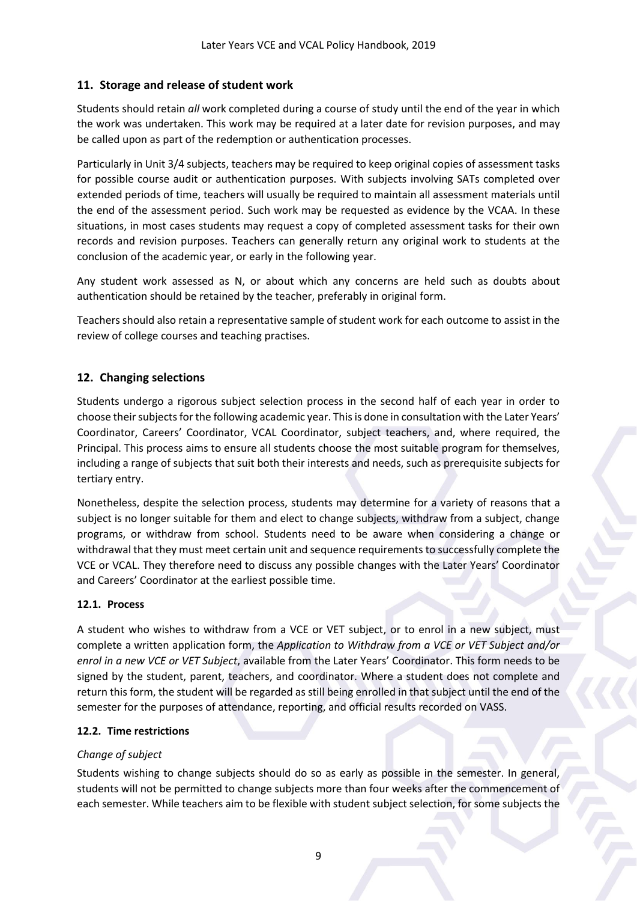## 11. Storage and release of student work

Students should retain *all* work completed during a course of study until the end of the year in which the work was undertaken. This work may be required at a later date for revision purposes, and may be called upon as part of the redemption or authentication processes.

Particularly in Unit 3/4 subjects, teachers may be required to keep original copies of assessment tasks for possible course audit or authentication purposes. With subjects involving SATs completed over extended periods of time, teachers will usually be required to maintain all assessment materials until the end of the assessment period. Such work may be requested as evidence by the VCAA. In these situations, in most cases students may request a copy of completed assessment tasks for their own records and revision purposes. Teachers can generally return any original work to students at the conclusion of the academic year, or early in the following year.

Any student work assessed as N, or about which any concerns are held such as doubts about authentication should be retained by the teacher, preferably in original form.

Teachers should also retain a representative sample of student work for each outcome to assist in the review of college courses and teaching practises.

## 12. Changing selections

Students undergo a rigorous subject selection process in the second half of each year in order to choose their subjects for the following academic year. This is done in consultation with the Later Years' Coordinator, Careers' Coordinator, VCAL Coordinator, subject teachers, and, where required, the Principal. This process aims to ensure all students choose the most suitable program for themselves, including a range of subjects that suit both their interests and needs, such as prerequisite subjects for tertiary entry.

Nonetheless, despite the selection process, students may determine for a variety of reasons that a subject is no longer suitable for them and elect to change subjects, withdraw from a subject, change programs, or withdraw from school. Students need to be aware when considering a change or withdrawal that they must meet certain unit and sequence requirements to successfully complete the VCE or VCAL. They therefore need to discuss any possible changes with the Later Years' Coordinator and Careers' Coordinator at the earliest possible time.

### 12.1. Process

A student who wishes to withdraw from a VCE or VET subject, or to enrol in a new subject, must complete a written application form, the *Application to Withdraw from a VCE or VET Subject and/or enrol in a new VCE or VET Subject*, available from the Later Years' Coordinator. This form needs to be signed by the student, parent, teachers, and coordinator. Where a student does not complete and return this form, the student will be regarded as still being enrolled in that subject until the end of the semester for the purposes of attendance, reporting, and official results recorded on VASS.

### 12.2. Time restrictions

*Change of subject*

Students wishing to change subjects should do so as early as possible in the semester. In general, students will not be permitted to change subjects more than four weeks after the commencement of each semester. While teachers aim to be flexible with student subject selection, for some subjects the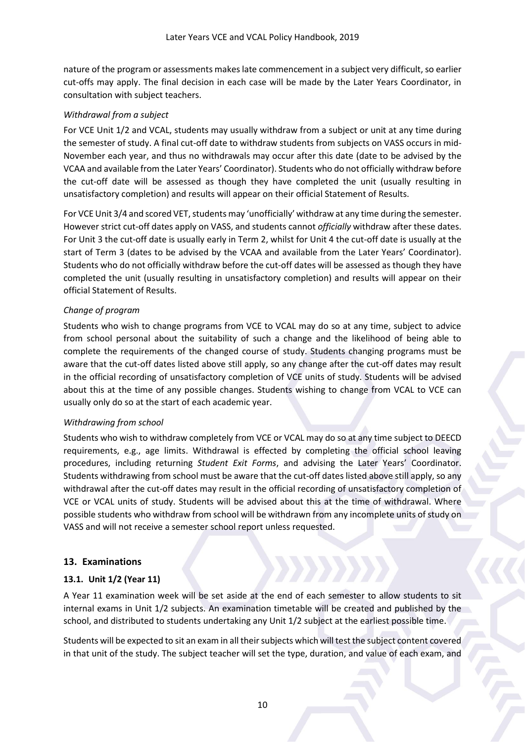nature of the program or assessments makes late commencement in a subject very difficult, so earlier cut-offs may apply. The final decision in each case will be made by the Later Years Coordinator, in consultation with subject teachers.

*Withdrawal from a subject*

For VCE Unit 1/2 and VCAL, students may usually withdraw from a subject or unit at any time during the semester of study. A final cut-off date to withdraw students from subjects on VASS occurs in mid-November each year, and thus no withdrawals may occur after this date (date to be advised by the VCAA and available from the Later Years' Coordinator). Students who do not officially withdraw before the cut-off date will be assessed as though they have completed the unit (usually resulting in unsatisfactory completion) and results will appear on their official Statement of Results.

For VCE Unit 3/4 and scored VET, students may 'unofficially' withdraw at any time during the semester. However strict cut-off dates apply on VASS, and students cannot *officially* withdraw after these dates. For Unit 3 the cut-off date is usually early in Term 2, whilst for Unit 4 the cut-off date is usually at the start of Term 3 (dates to be advised by the VCAA and available from the Later Years' Coordinator). Students who do not officially withdraw before the cut-off dates will be assessed as though they have completed the unit (usually resulting in unsatisfactory completion) and results will appear on their official Statement of Results.

*Change of program*

Students who wish to change programs from VCE to VCAL may do so at any time, subject to advice from school personal about the suitability of such a change and the likelihood of being able to complete the requirements of the changed course of study. Students changing programs must be aware that the cut-off dates listed above still apply, so any change after the cut-off dates may result in the official recording of unsatisfactory completion of VCE units of study. Students will be advised about this at the time of any possible changes. Students wishing to change from VCAL to VCE can usually only do so at the start of each academic year.

*Withdrawing from school*

Students who wish to withdraw completely from VCE or VCAL may do so at any time subject to DEECD requirements, e.g., age limits. Withdrawal is effected by completing the official school leaving procedures, including returning *Student Exit Forms*, and advising the Later Years' Coordinator. Students withdrawing from school must be aware that the cut-off dates listed above still apply, so any withdrawal after the cut-off dates may result in the official recording of unsatisfactory completion of VCE or VCAL units of study. Students will be advised about this at the time of withdrawal. Where possible students who withdraw from school will be withdrawn from any incomplete units of study on VASS and will not receive a semester school report unless requested.

## 13. Examinations

### 13.1. Unit 1/2 (Year 11)

A Year 11 examination week will be set aside at the end of each semester to allow students to sit internal exams in Unit 1/2 subjects. An examination timetable will be created and published by the school, and distributed to students undertaking any Unit 1/2 subject at the earliest possible time.

Students will be expected to sit an exam in all their subjects which will test the subject content covered in that unit of the study. The subject teacher will set the type, duration, and value of each exam, and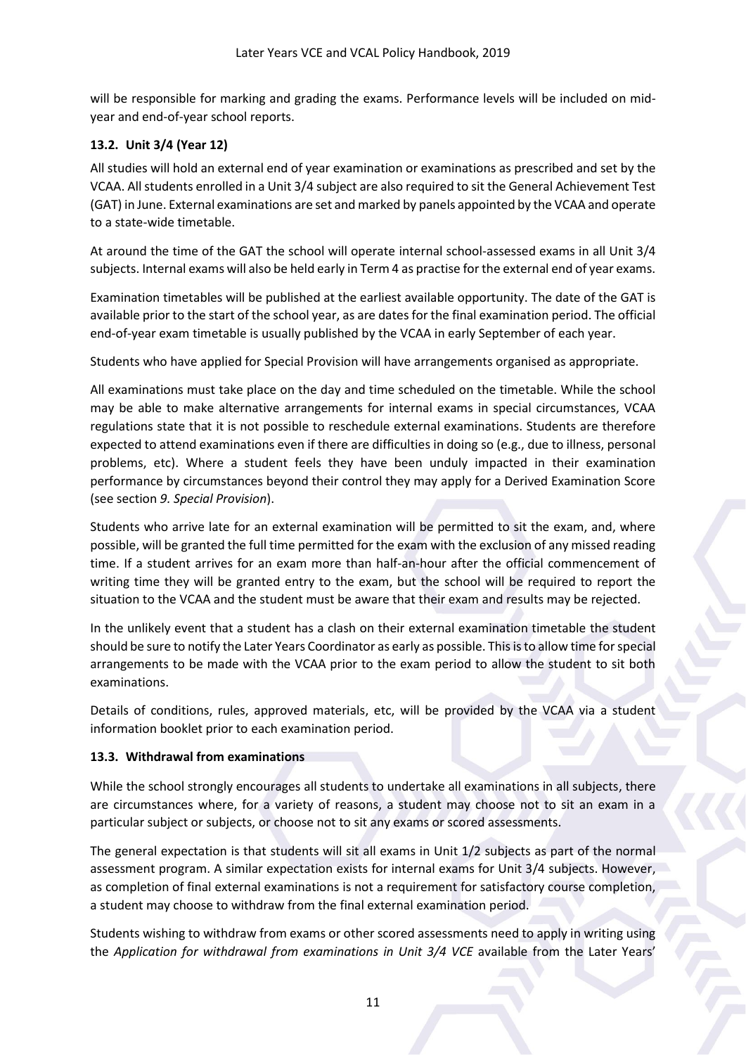will be responsible for marking and grading the exams. Performance levels will be included on mid-year and end-of-year school reports.

### 13.2. Unit 3/4 (Year 12)

All studies will hold an external end of year examination or examinations as prescribed and set by the VCAA. All students enrolled in a Unit 3/4 subject are also required to sit the General Achievement Test (GAT) in June. External examinations are set and marked by panels appointed by the VCAA and operate to a state-wide timetable.

At around the time of the GAT the school will operate internal school-assessed exams in all Unit 3/4 subjects. Internal exams will also be held early in Term 4 as practise for the external end of year exams.

Examination timetables will be published at the earliest available opportunity. The date of the GAT is available prior to the start of the school year, as are dates for the final examination period. The official end-of-year exam timetable is usually published by the VCAA in early September of each year.

Students who have applied for Special Provision will have arrangements organised as appropriate.

All examinations must take place on the day and time scheduled on the timetable. While the school may be able to make alternative arrangements for internal exams in special circumstances, VCAA regulations state that it is not possible to reschedule external examinations. Students are therefore expected to attend examinations even if there are difficulties in doing so (e.g., due to illness, personal problems, etc). Where a student feels they have been unduly impacted in their examination performance by circumstances beyond their control they may apply for a Derived Examination Score (see section *9. Special Provision*).

Students who arrive late for an external examination will be permitted to sit the exam, and, where possible, will be granted the full time permitted for the exam with the exclusion of any missed reading time. If a student arrives for an exam more than half-an-hour after the official commencement of writing time they will be granted entry to the exam, but the school will be required to report the situation to the VCAA and the student must be aware that their exam and results may be rejected.

In the unlikely event that a student has a clash on their external examination timetable the student should be sure to notify the Later Years Coordinator as early as possible. This is to allow time for special arrangements to be made with the VCAA prior to the exam period to allow the student to sit both examinations.

Details of conditions, rules, approved materials, etc, will be provided by the VCAA via a student information booklet prior to each examination period.

### 13.3. Withdrawal from examinations

While the school strongly encourages all students to undertake all examinations in all subjects, there are circumstances where, for a variety of reasons, a student may choose not to sit an exam in a particular subject or subjects, or choose not to sit any exams or scored assessments.

The general expectation is that students will sit all exams in Unit 1/2 subjects as part of the normal assessment program. A similar expectation exists for internal exams for Unit 3/4 subjects. However, as completion of final external examinations is not a requirement for satisfactory course completion, a student may choose to withdraw from the final external examination period.

Students wishing to withdraw from exams or other scored assessments need to apply in writing using the *Application for withdrawal from examinations in Unit 3/4 VCE* available from the Later Years'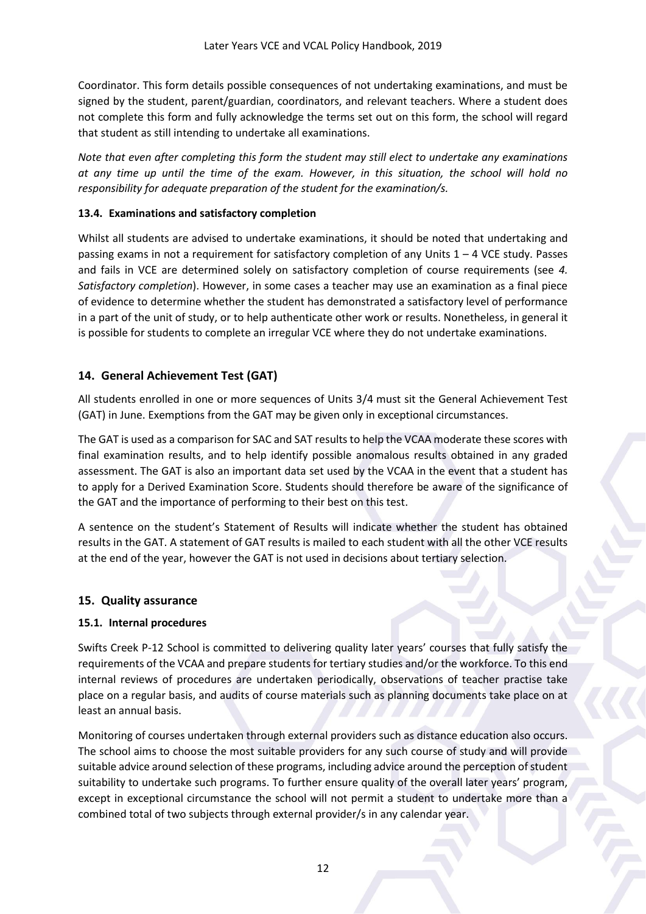Coordinator. This form details possible consequences of not undertaking examinations, and must be signed by the student, parent/guardian, coordinators, and relevant teachers. Where a student does not complete this form and fully acknowledge the terms set out on this form, the school will regard that student as still intending to undertake all examinations.

*Note that even after completing this form the student may still elect to undertake any examinations at any time up until the time of the exam. However, in this situation, the school will hold no responsibility for adequate preparation of the student for the examination/s.*

### 13.4. Examinations and satisfactory completion

Whilst all students are advised to undertake examinations, it should be noted that undertaking and passing exams in not a requirement for satisfactory completion of any Units 1 – 4 VCE study. Passes and fails in VCE are determined solely on satisfactory completion of course requirements (see *4. Satisfactory completion*). However, in some cases a teacher may use an examination as a final piece of evidence to determine whether the student has demonstrated a satisfactory level of performance in a part of the unit of study, or to help authenticate other work or results. Nonetheless, in general it is possible for students to complete an irregular VCE where they do not undertake examinations.

## 14. General Achievement Test (GAT)

All students enrolled in one or more sequences of Units 3/4 must sit the General Achievement Test (GAT) in June. Exemptions from the GAT may be given only in exceptional circumstances.

The GAT is used as a comparison for SAC and SAT results to help the VCAA moderate these scores with final examination results, and to help identify possible anomalous results obtained in any graded assessment. The GAT is also an important data set used by the VCAA in the event that a student has to apply for a Derived Examination Score. Students should therefore be aware of the significance of the GAT and the importance of performing to their best on this test.

A sentence on the student's Statement of Results will indicate whether the student has obtained results in the GAT. A statement of GAT results is mailed to each student with all the other VCE results at the end of the year, however the GAT is not used in decisions about tertiary selection.

## 15. Quality assurance

### 15.1. Internal procedures

Swifts Creek P-12 School is committed to delivering quality later years' courses that fully satisfy the requirements of the VCAA and prepare students for tertiary studies and/or the workforce. To this end internal reviews of procedures are undertaken periodically, observations of teacher practise take place on a regular basis, and audits of course materials such as planning documents take place on at least an annual basis.

Monitoring of courses undertaken through external providers such as distance education also occurs. The school aims to choose the most suitable providers for any such course of study and will provide suitable advice around selection of these programs, including advice around the perception of student suitability to undertake such programs. To further ensure quality of the overall later years' program, except in exceptional circumstance the school will not permit a student to undertake more than a combined total of two subjects through external provider/s in any calendar year.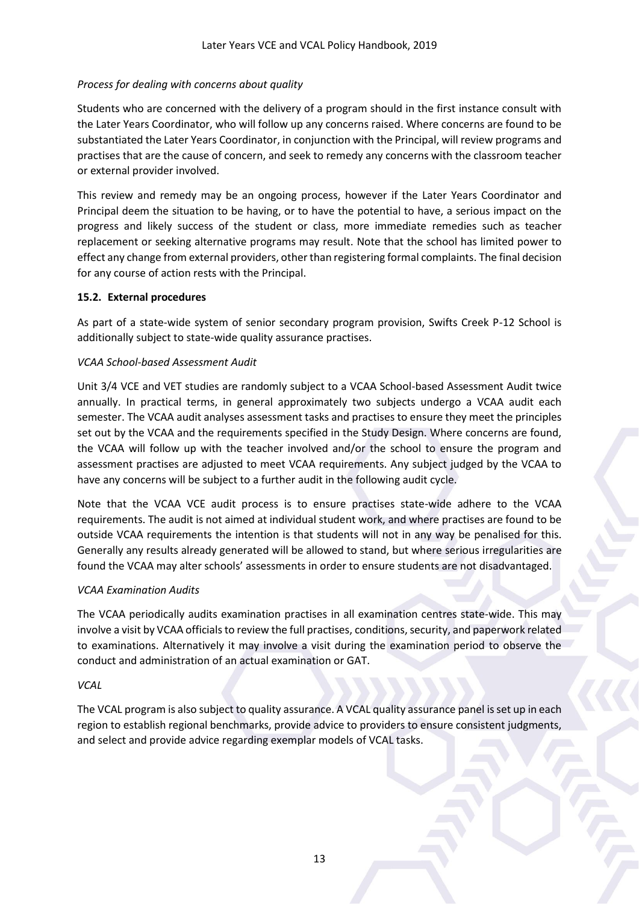*Process for dealing with concerns about quality*

Students who are concerned with the delivery of a program should in the first instance consult with the Later Years Coordinator, who will follow up any concerns raised. Where concerns are found to be substantiated the Later Years Coordinator, in conjunction with the Principal, will review programs and practises that are the cause of concern, and seek to remedy any concerns with the classroom teacher or external provider involved.

This review and remedy may be an ongoing process, however if the Later Years Coordinator and Principal deem the situation to be having, or to have the potential to have, a serious impact on the progress and likely success of the student or class, more immediate remedies such as teacher replacement or seeking alternative programs may result. Note that the school has limited power to effect any change from external providers, other than registering formal complaints. The final decision for any course of action rests with the Principal.

### 15.2. External procedures

As part of a state-wide system of senior secondary program provision, Swifts Creek P-12 School is additionally subject to state-wide quality assurance practises.

*VCAA School-based Assessment Audit*

Unit 3/4 VCE and VET studies are randomly subject to a VCAA School-based Assessment Audit twice annually. In practical terms, in general approximately two subjects undergo a VCAA audit each semester. The VCAA audit analyses assessment tasks and practises to ensure they meet the principles set out by the VCAA and the requirements specified in the Study Design. Where concerns are found, the VCAA will follow up with the teacher involved and/or the school to ensure the program and assessment practises are adjusted to meet VCAA requirements. Any subject judged by the VCAA to have any concerns will be subject to a further audit in the following audit cycle.

Note that the VCAA VCE audit process is to ensure practises state-wide adhere to the VCAA requirements. The audit is not aimed at individual student work, and where practises are found to be outside VCAA requirements the intention is that students will not in any way be penalised for this. Generally any results already generated will be allowed to stand, but where serious irregularities are found the VCAA may alter schools' assessments in order to ensure students are not disadvantaged.

*VCAA Examination Audits*

The VCAA periodically audits examination practises in all examination centres state-wide. This may involve a visit by VCAA officials to review the full practises, conditions, security, and paperwork related to examinations. Alternatively it may involve a visit during the examination period to observe the conduct and administration of an actual examination or GAT.

*VCAL*

The VCAL program is also subject to quality assurance. A VCAL quality assurance panel is set up in each region to establish regional benchmarks, provide advice to providers to ensure consistent judgments, and select and provide advice regarding exemplar models of VCAL tasks.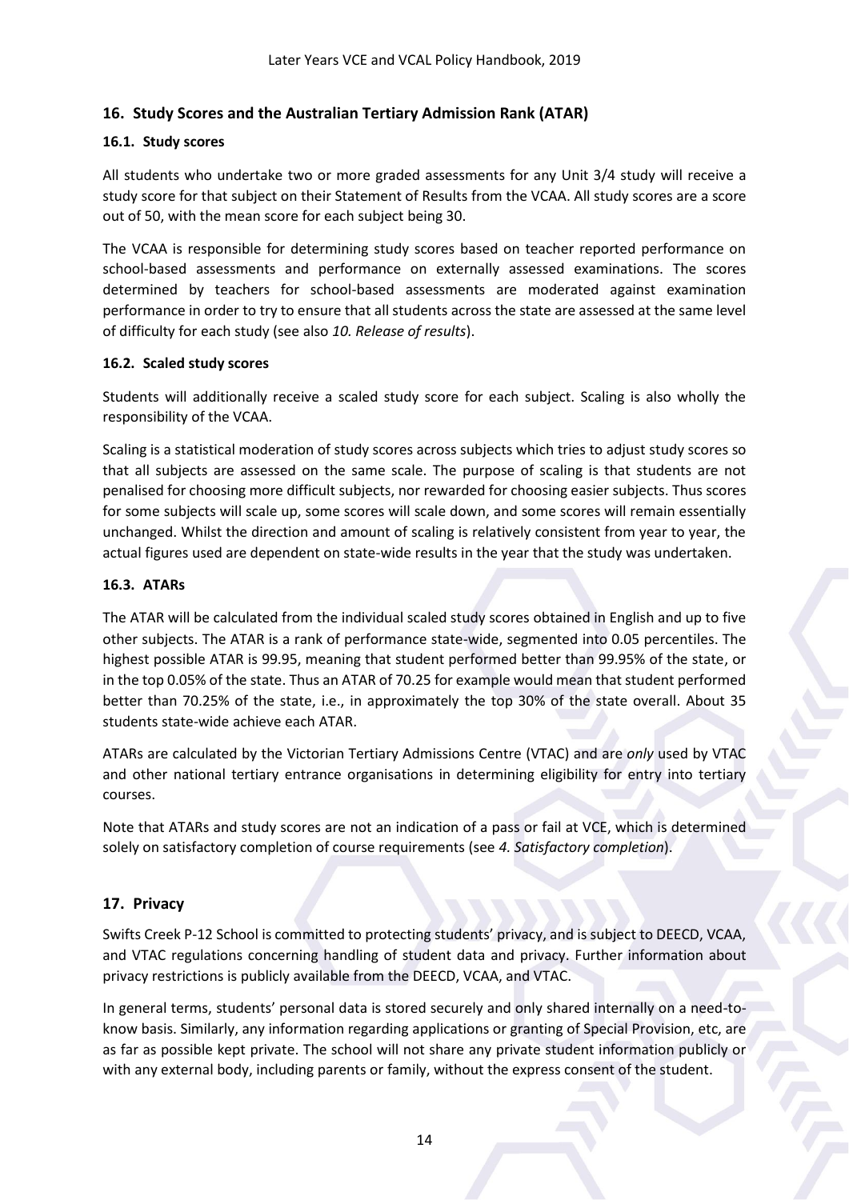## 16. Study Scores and the Australian Tertiary Admission Rank (ATAR)

### 16.1. Study scores

All students who undertake two or more graded assessments for any Unit 3/4 study will receive a study score for that subject on their Statement of Results from the VCAA. All study scores are a score out of 50, with the mean score for each subject being 30.

The VCAA is responsible for determining study scores based on teacher reported performance on school-based assessments and performance on externally assessed examinations. The scores determined by teachers for school-based assessments are moderated against examination performance in order to try to ensure that all students across the state are assessed at the same level of difficulty for each study (see also *10. Release of results*).

### 16.2. Scaled study scores

Students will additionally receive a scaled study score for each subject. Scaling is also wholly the responsibility of the VCAA.

Scaling is a statistical moderation of study scores across subjects which tries to adjust study scores so that all subjects are assessed on the same scale. The purpose of scaling is that students are not penalised for choosing more difficult subjects, nor rewarded for choosing easier subjects. Thus scores for some subjects will scale up, some scores will scale down, and some scores will remain essentially unchanged. Whilst the direction and amount of scaling is relatively consistent from year to year, the actual figures used are dependent on state-wide results in the year that the study was undertaken.

### 16.3. ATARs

The ATAR will be calculated from the individual scaled study scores obtained in English and up to five other subjects. The ATAR is a rank of performance state-wide, segmented into 0.05 percentiles. The highest possible ATAR is 99.95, meaning that student performed better than 99.95% of the state, or in the top 0.05% of the state. Thus an ATAR of 70.25 for example would mean that student performed better than 70.25% of the state, i.e., in approximately the top 30% of the state overall. About 35 students state-wide achieve each ATAR.

ATARs are calculated by the Victorian Tertiary Admissions Centre (VTAC) and are *only* used by VTAC and other national tertiary entrance organisations in determining eligibility for entry into tertiary courses.

Note that ATARs and study scores are not an indication of a pass or fail at VCE, which is determined solely on satisfactory completion of course requirements (see *4. Satisfactory completion*).

## 17. Privacy

Swifts Creek P-12 School is committed to protecting students' privacy, and is subject to DEECD, VCAA, and VTAC regulations concerning handling of student data and privacy. Further information about privacy restrictions is publicly available from the DEECD, VCAA, and VTAC.

In general terms, students' personal data is stored securely and only shared internally on a need-to-know basis. Similarly, any information regarding applications or granting of Special Provision, etc, are as far as possible kept private. The school will not share any private student information publicly or with any external body, including parents or family, without the express consent of the student.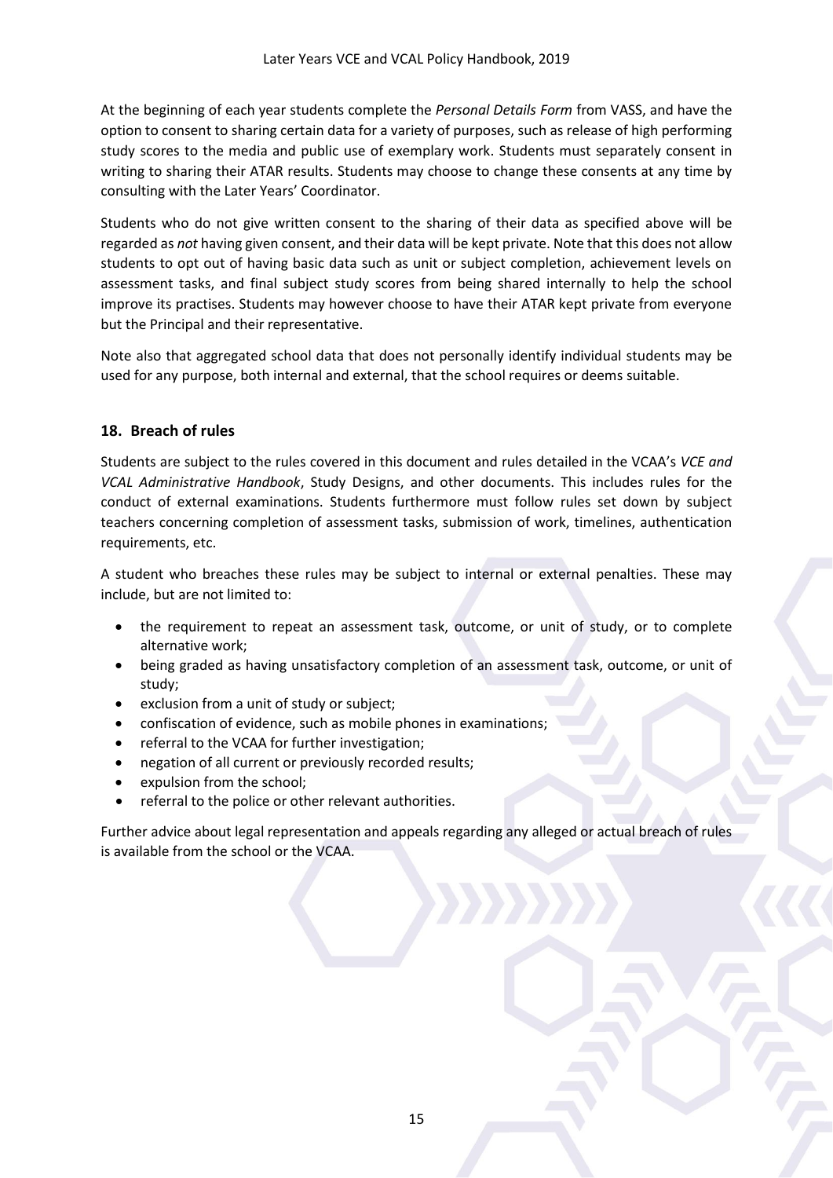At the beginning of each year students complete the *Personal Details Form* from VASS, and have the option to consent to sharing certain data for a variety of purposes, such as release of high performing study scores to the media and public use of exemplary work. Students must separately consent in writing to sharing their ATAR results. Students may choose to change these consents at any time by consulting with the Later Years' Coordinator.

Students who do not give written consent to the sharing of their data as specified above will be regarded as *not* having given consent, and their data will be kept private. Note that this does not allow students to opt out of having basic data such as unit or subject completion, achievement levels on assessment tasks, and final subject study scores from being shared internally to help the school improve its practises. Students may however choose to have their ATAR kept private from everyone but the Principal and their representative.

Note also that aggregated school data that does not personally identify individual students may be used for any purpose, both internal and external, that the school requires or deems suitable.

## 18. Breach of rules

Students are subject to the rules covered in this document and rules detailed in the VCAA's *VCE and VCAL Administrative Handbook*, Study Designs, and other documents. This includes rules for the conduct of external examinations. Students furthermore must follow rules set down by subject teachers concerning completion of assessment tasks, submission of work, timelines, authentication requirements, etc.

A student who breaches these rules may be subject to internal or external penalties. These may include, but are not limited to:

- the requirement to repeat an assessment task, outcome, or unit of study, or to complete alternative work;
- being graded as having unsatisfactory completion of an assessment task, outcome, or unit of study;
- exclusion from a unit of study or subject;
- confiscation of evidence, such as mobile phones in examinations;
- referral to the VCAA for further investigation;
- negation of all current or previously recorded results;
- expulsion from the school;
- referral to the police or other relevant authorities.

Further advice about legal representation and appeals regarding any alleged or actual breach of rules is available from the school or the VCAA.